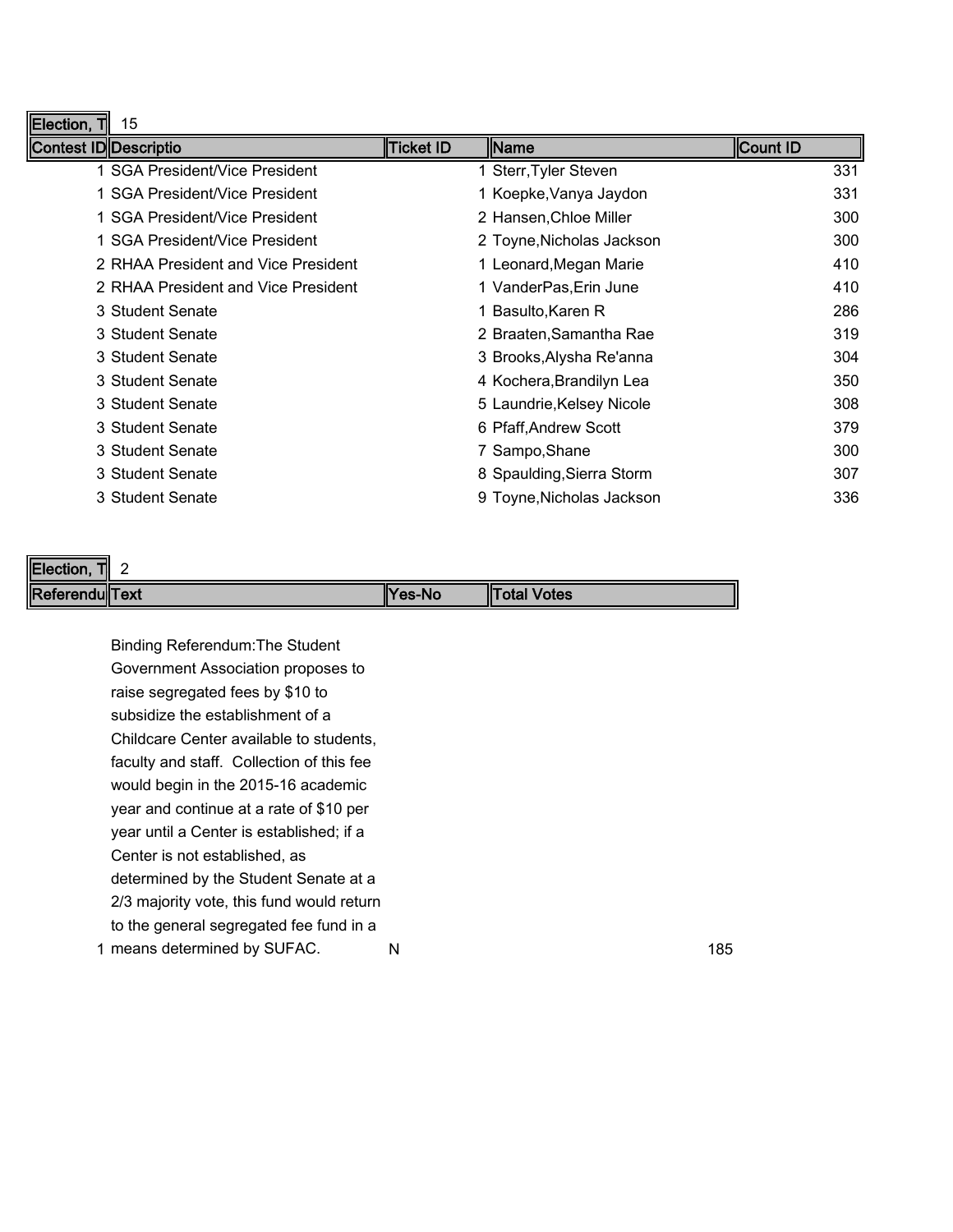| Election, T | 15 | | | |
|---|---|---|---|---|
| **Contest ID** | **Descriptio** | **Ticket ID** | **Name** | **Count ID** |
| 1 | SGA President/Vice President | 1 | Sterr,Tyler Steven | 331 |
| 1 | SGA President/Vice President | 1 | Koepke,Vanya Jaydon | 331 |
| 1 | SGA President/Vice President | 2 | Hansen,Chloe Miller | 300 |
| 1 | SGA President/Vice President | 2 | Toyne,Nicholas Jackson | 300 |
| 2 | RHAA President and Vice President | 1 | Leonard,Megan Marie | 410 |
| 2 | RHAA President and Vice President | 1 | VanderPas,Erin June | 410 |
| 3 | Student Senate | 1 | Basulto,Karen R | 286 |
| 3 | Student Senate | 2 | Braaten,Samantha Rae | 319 |
| 3 | Student Senate | 3 | Brooks,Alysha Re'anna | 304 |
| 3 | Student Senate | 4 | Kochera,Brandilyn Lea | 350 |
| 3 | Student Senate | 5 | Laundrie,Kelsey Nicole | 308 |
| 3 | Student Senate | 6 | Pfaff,Andrew Scott | 379 |
| 3 | Student Senate | 7 | Sampo,Shane | 300 |
| 3 | Student Senate | 8 | Spaulding,Sierra Storm | 307 |
| 3 | Student Senate | 9 | Toyne,Nicholas Jackson | 336 |

| Election, T | 2 | | |
|---|---|---|---|
| **Referendu** | **Text** | **Yes-No** | **Total Votes** |
| 1 | Binding Referendum:The Student Government Association proposes to raise segregated fees by $10 to subsidize the establishment of a Childcare Center available to students, faculty and staff. Collection of this fee would begin in the 2015-16 academic year and continue at a rate of $10 per year until a Center is established; if a Center is not established, as determined by the Student Senate at a 2/3 majority vote, this fund would return to the general segregated fee fund in a means determined by SUFAC. | N | 185 |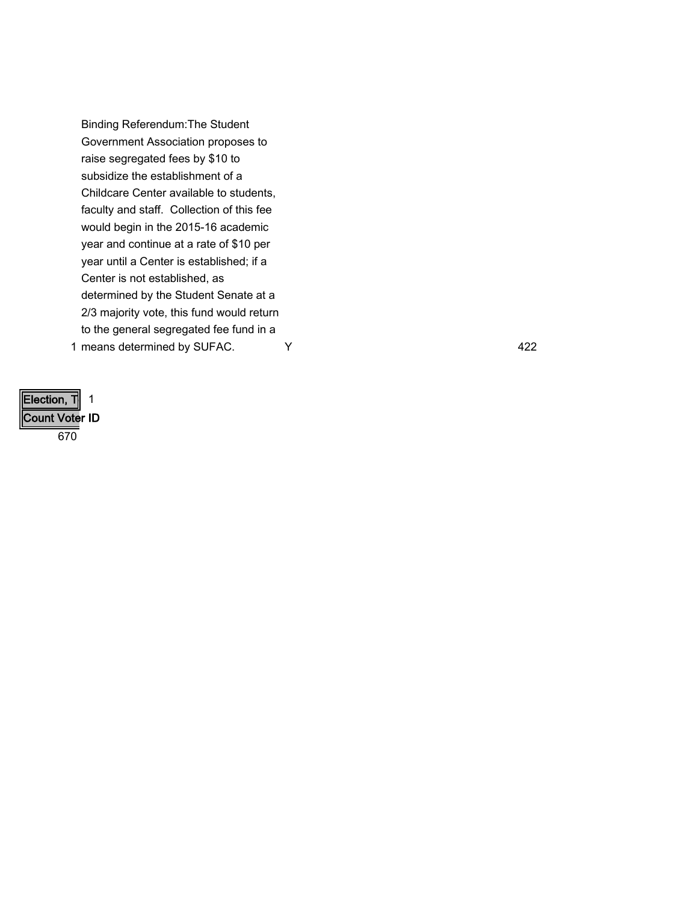| | | | |
|---|---|---|---|
| 1 | Binding Referendum:The Student Government Association proposes to raise segregated fees by $10 to subsidize the establishment of a Childcare Center available to students, faculty and staff. Collection of this fee would begin in the 2015-16 academic year and continue at a rate of $10 per year until a Center is established; if a Center is not established, as determined by the Student Senate at a 2/3 majority vote, this fund would return to the general segregated fee fund in a means determined by SUFAC. | Y | 422 |

| Election, T | 1 |
|---|---|
| Count Voter ID | |
| 670 | |